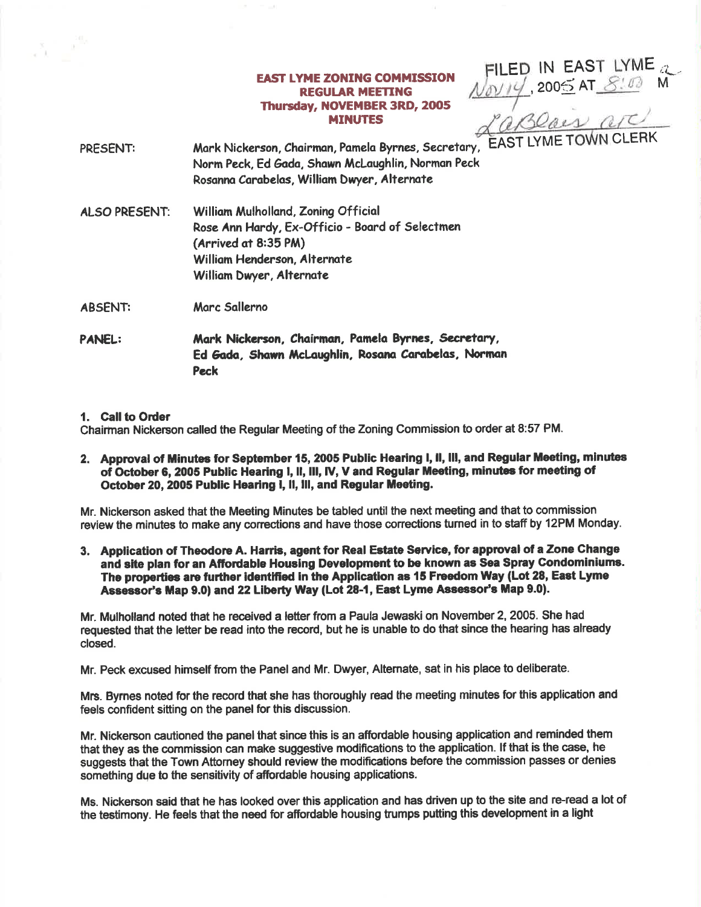# EAST LYME ZONING COMMISSION
## REGULAR MEETING
## Thursday, NOVEMBER 3RD, 2005
## MINUTES

FILED IN EAST LYME Nov 14, 2005 AT 8:00 AM
[signature]
EAST LYME TOWN CLERK

PRESENT: Mark Nickerson, Chairman, Pamela Byrnes, Secretary, Norm Peck, Ed Gada, Shawn McLaughlin, Norman Peck Rosanna Carabelas, William Dwyer, Alternate

ALSO PRESENT: William Mulholland, Zoning Official
Rose Ann Hardy, Ex-Officio - Board of Selectmen (Arrived at 8:35 PM)
William Henderson, Alternate
William Dwyer, Alternate

ABSENT: Marc Sallerno

PANEL: **Mark Nickerson, Chairman, Pamela Byrnes, Secretary, Ed Gada, Shawn McLaughlin, Rosana Carabelas, Norman Peck**

**1. Call to Order**

Chairman Nickerson called the Regular Meeting of the Zoning Commission to order at 8:57 PM.

**2. Approval of Minutes for September 15, 2005 Public Hearing I, II, III, and Regular Meeting, minutes of October 6, 2005 Public Hearing I, II, III, IV, V and Regular Meeting, minutes for meeting of October 20, 2005 Public Hearing I, II, III, and Regular Meeting.**

Mr. Nickerson asked that the Meeting Minutes be tabled until the next meeting and that to commission review the minutes to make any corrections and have those corrections turned in to staff by 12PM Monday.

**3. Application of Theodore A. Harris, agent for Real Estate Service, for approval of a Zone Change and site plan for an Affordable Housing Development to be known as Sea Spray Condominiums. The properties are further identified in the Application as 15 Freedom Way (Lot 28, East Lyme Assessor's Map 9.0) and 22 Liberty Way (Lot 28-1, East Lyme Assessor's Map 9.0).**

Mr. Mulholland noted that he received a letter from a Paula Jewaski on November 2, 2005. She had requested that the letter be read into the record, but he is unable to do that since the hearing has already closed.

Mr. Peck excused himself from the Panel and Mr. Dwyer, Alternate, sat in his place to deliberate.

Mrs. Byrnes noted for the record that she has thoroughly read the meeting minutes for this application and feels confident sitting on the panel for this discussion.

Mr. Nickerson cautioned the panel that since this is an affordable housing application and reminded them that they as the commission can make suggestive modifications to the application. If that is the case, he suggests that the Town Attorney should review the modifications before the commission passes or denies something due to the sensitivity of affordable housing applications.

Ms. Nickerson said that he has looked over this application and has driven up to the site and re-read a lot of the testimony. He feels that the need for affordable housing trumps putting this development in a light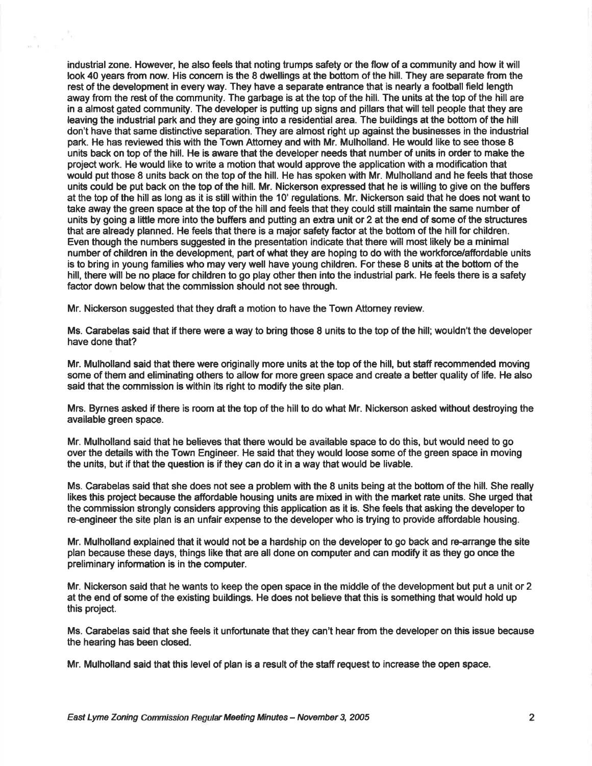industrial zone. However, he also feels that noting trumps safety or the flow of a community and how it will look 40 years from now. His concern is the 8 dwellings at the bottom of the hill. They are separate from the rest of the development in every way. They have a separate entrance that is nearly a football field length away from the rest of the community. The garbage is at the top of the hill. The units at the top of the hill are in a almost gated community. The developer is putting up signs and pillars that will tell people that they are leaving the industrial park and they are going into a residential area. The buildings at the bottom of the hill don't have that same distinctive separation. They are almost right up against the businesses in the industrial park. He has reviewed this with the Town Attorney and with Mr. Mulholland. He would like to see those 8 units back on top of the hill. He is aware that the developer needs that number of units in order to make the project work. He would like to write a motion that would approve the application with a modification that would put those 8 units back on the top of the hill. He has spoken with Mr. Mulholland and he feels that those units could be put back on the top of the hill. Mr. Nickerson expressed that he is willing to give on the buffers at the top of the hill as long as it is still within the 10' regulations. Mr. Nickerson said that he does not want to take away the green space at the top of the hill and feels that they could still maintain the same number of units by going a little more into the buffers and putting an extra unit or 2 at the end of some of the structures that are already planned. He feels that there is a major safety factor at the bottom of the hill for children. Even though the numbers suggested in the presentation indicate that there will most likely be a minimal number of children in the development, part of what they are hoping to do with the workforce/affordable units is to bring in young families who may very well have young children. For these 8 units at the bottom of the hill, there will be no place for children to go play other then into the industrial park. He feels there is a safety factor down below that the commission should not see through.

Mr. Nickerson suggested that they draft a motion to have the Town Attorney review.

Ms. Carabelas said that if there were a way to bring those 8 units to the top of the hill; wouldn't the developer have done that?

Mr. Mulholland said that there were originally more units at the top of the hill, but staff recommended moving some of them and eliminating others to allow for more green space and create a better quality of life. He also said that the commission is within its right to modify the site plan.

Mrs. Byrnes asked if there is room at the top of the hill to do what Mr. Nickerson asked without destroying the available green space.

Mr. Mulholland said that he believes that there would be available space to do this, but would need to go over the details with the Town Engineer. He said that they would loose some of the green space in moving the units, but if that the question is if they can do it in a way that would be livable.

Ms. Carabelas said that she does not see a problem with the 8 units being at the bottom of the hill. She really likes this project because the affordable housing units are mixed in with the market rate units. She urged that the commission strongly considers approving this application as it is. She feels that asking the developer to re-engineer the site plan is an unfair expense to the developer who is trying to provide affordable housing.

Mr. Mulholland explained that it would not be a hardship on the developer to go back and re-arrange the site plan because these days, things like that are all done on computer and can modify it as they go once the preliminary information is in the computer.

Mr. Nickerson said that he wants to keep the open space in the middle of the development but put a unit or 2 at the end of some of the existing buildings. He does not believe that this is something that would hold up this project.

Ms. Carabelas said that she feels it unfortunate that they can't hear from the developer on this issue because the hearing has been closed.

Mr. Mulholland said that this level of plan is a result of the staff request to increase the open space.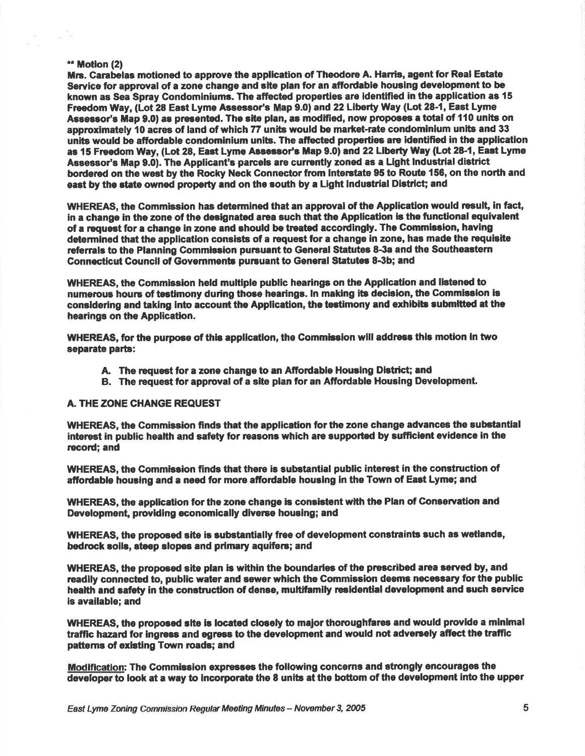**\*\* Motion (2)**

**Mrs. Carabelas motioned to approve the application of Theodore A. Harris, agent for Real Estate Service for approval of a zone change and site plan for an affordable housing development to be known as Sea Spray Condominiums. The affected properties are identified in the application as 15 Freedom Way, (Lot 28 East Lyme Assessor's Map 9.0) and 22 Liberty Way (Lot 28-1, East Lyme Assessor's Map 9.0) as presented. The site plan, as modified, now proposes a total of 110 units on approximately 10 acres of land of which 77 units would be market-rate condominium units and 33 units would be affordable condominium units. The affected properties are identified in the application as 15 Freedom Way, (Lot 28, East Lyme Assessor's Map 9.0) and 22 Liberty Way (Lot 28-1, East Lyme Assessor's Map 9.0). The Applicant's parcels are currently zoned as a Light Industrial district bordered on the west by the Rocky Neck Connector from Interstate 95 to Route 156, on the north and east by the state owned property and on the south by a Light Industrial District; and**

**WHEREAS, the Commission has determined that an approval of the Application would result, in fact, in a change in the zone of the designated area such that the Application is the functional equivalent of a request for a change in zone and should be treated accordingly. The Commission, having determined that the application consists of a request for a change in zone, has made the requisite referrals to the Planning Commission pursuant to General Statutes 8-3a and the Southeastern Connecticut Council of Governments pursuant to General Statutes 8-3b; and**

**WHEREAS, the Commission held multiple public hearings on the Application and listened to numerous hours of testimony during those hearings. In making its decision, the Commission is considering and taking into account the Application, the testimony and exhibits submitted at the hearings on the Application.**

**WHEREAS, for the purpose of this application, the Commission will address this motion in two separate parts:**

- **A. The request for a zone change to an Affordable Housing District; and**
- **B. The request for approval of a site plan for an Affordable Housing Development.**

**A. THE ZONE CHANGE REQUEST**

**WHEREAS, the Commission finds that the application for the zone change advances the substantial interest in public health and safety for reasons which are supported by sufficient evidence in the record; and**

**WHEREAS, the Commission finds that there is substantial public interest in the construction of affordable housing and a need for more affordable housing in the Town of East Lyme; and**

**WHEREAS, the application for the zone change is consistent with the Plan of Conservation and Development, providing economically diverse housing; and**

**WHEREAS, the proposed site is substantially free of development constraints such as wetlands, bedrock soils, steep slopes and primary aquifers; and**

**WHEREAS, the proposed site plan is within the boundaries of the prescribed area served by, and readily connected to, public water and sewer which the Commission deems necessary for the public health and safety in the construction of dense, multifamily residential development and such service is available; and**

**WHEREAS, the proposed site is located closely to major thoroughfares and would provide a minimal traffic hazard for ingress and egress to the development and would not adversely affect the traffic patterns of existing Town roads; and**

**<u>Modification</u>: The Commission expresses the following concerns and strongly encourages the developer to look at a way to incorporate the 8 units at the bottom of the development into the upper**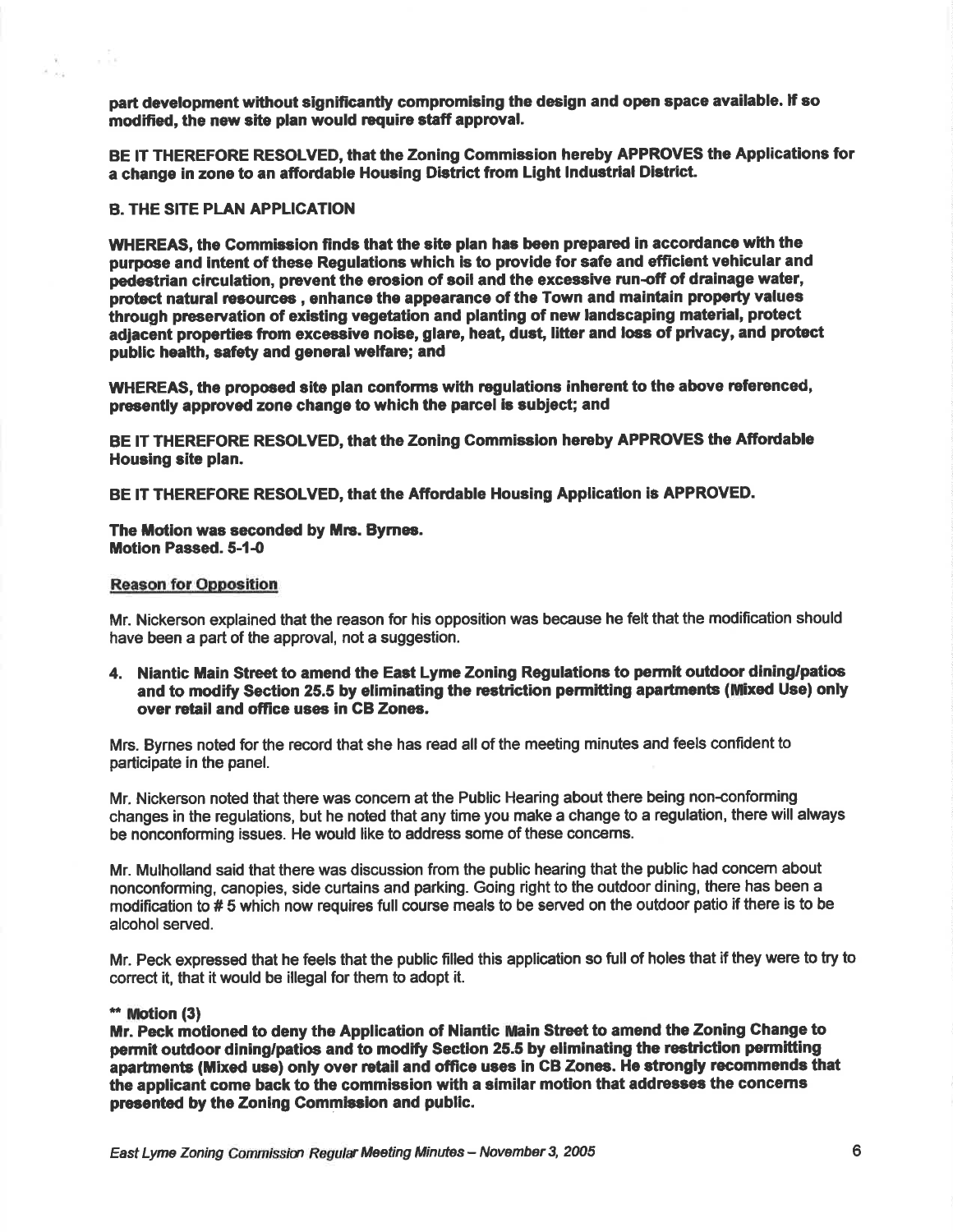**part development without significantly compromising the design and open space available. If so modified, the new site plan would require staff approval.**

**BE IT THEREFORE RESOLVED, that the Zoning Commission hereby APPROVES the Applications for a change in zone to an affordable Housing District from Light Industrial District.**

**B. THE SITE PLAN APPLICATION**

**WHEREAS, the Commission finds that the site plan has been prepared in accordance with the purpose and intent of these Regulations which is to provide for safe and efficient vehicular and pedestrian circulation, prevent the erosion of soil and the excessive run-off of drainage water, protect natural resources , enhance the appearance of the Town and maintain property values through preservation of existing vegetation and planting of new landscaping material, protect adjacent properties from excessive noise, glare, heat, dust, litter and loss of privacy, and protect public health, safety and general welfare; and**

**WHEREAS, the proposed site plan conforms with regulations inherent to the above referenced, presently approved zone change to which the parcel is subject; and**

**BE IT THEREFORE RESOLVED, that the Zoning Commission hereby APPROVES the Affordable Housing site plan.**

**BE IT THEREFORE RESOLVED, that the Affordable Housing Application is APPROVED.**

**The Motion was seconded by Mrs. Byrnes.**
**Motion Passed. 5-1-0**

**Reason for Opposition**

Mr. Nickerson explained that the reason for his opposition was because he felt that the modification should have been a part of the approval, not a suggestion.

4. **Niantic Main Street to amend the East Lyme Zoning Regulations to permit outdoor dining/patios and to modify Section 25.5 by eliminating the restriction permitting apartments (Mixed Use) only over retail and office uses in CB Zones.**

Mrs. Byrnes noted for the record that she has read all of the meeting minutes and feels confident to participate in the panel.

Mr. Nickerson noted that there was concern at the Public Hearing about there being non-conforming changes in the regulations, but he noted that any time you make a change to a regulation, there will always be nonconforming issues. He would like to address some of these concerns.

Mr. Mulholland said that there was discussion from the public hearing that the public had concern about nonconforming, canopies, side curtains and parking. Going right to the outdoor dining, there has been a modification to # 5 which now requires full course meals to be served on the outdoor patio if there is to be alcohol served.

Mr. Peck expressed that he feels that the public filled this application so full of holes that if they were to try to correct it, that it would be illegal for them to adopt it.

**** Motion (3)**
**Mr. Peck motioned to deny the Application of Niantic Main Street to amend the Zoning Change to permit outdoor dining/patios and to modify Section 25.5 by eliminating the restriction permitting apartments (Mixed use) only over retail and office uses in CB Zones. He strongly recommends that the applicant come back to the commission with a similar motion that addresses the concerns presented by the Zoning Commission and public.**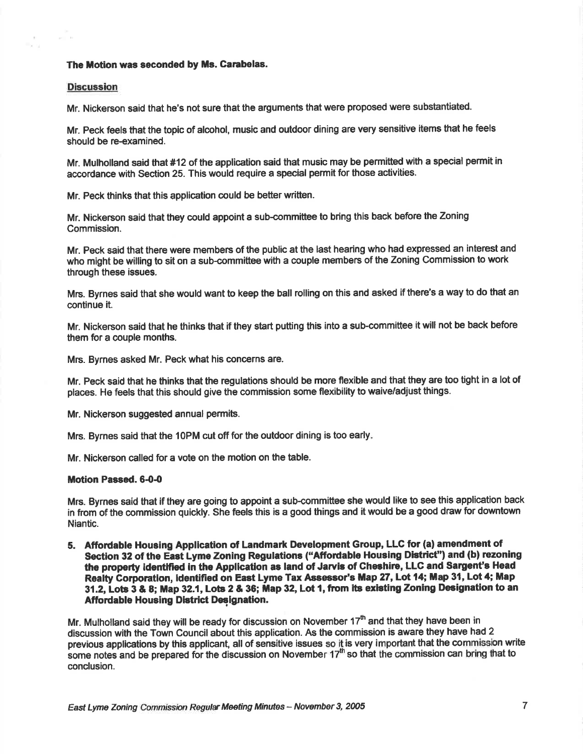**The Motion was seconded by Ms. Carabelas.**

**Discussion**

Mr. Nickerson said that he's not sure that the arguments that were proposed were substantiated.

Mr. Peck feels that the topic of alcohol, music and outdoor dining are very sensitive items that he feels should be re-examined.

Mr. Mulholland said that #12 of the application said that music may be permitted with a special permit in accordance with Section 25. This would require a special permit for those activities.

Mr. Peck thinks that this application could be better written.

Mr. Nickerson said that they could appoint a sub-committee to bring this back before the Zoning Commission.

Mr. Peck said that there were members of the public at the last hearing who had expressed an interest and who might be willing to sit on a sub-committee with a couple members of the Zoning Commission to work through these issues.

Mrs. Byrnes said that she would want to keep the ball rolling on this and asked if there's a way to do that an continue it.

Mr. Nickerson said that he thinks that if they start putting this into a sub-committee it will not be back before them for a couple months.

Mrs. Byrnes asked Mr. Peck what his concerns are.

Mr. Peck said that he thinks that the regulations should be more flexible and that they are too tight in a lot of places. He feels that this should give the commission some flexibility to waive/adjust things.

Mr. Nickerson suggested annual permits.

Mrs. Byrnes said that the 10PM cut off for the outdoor dining is too early.

Mr. Nickerson called for a vote on the motion on the table.

**Motion Passed. 6-0-0**

Mrs. Byrnes said that if they are going to appoint a sub-committee she would like to see this application back in from of the commission quickly. She feels this is a good things and it would be a good draw for downtown Niantic.

5. **Affordable Housing Application of Landmark Development Group, LLC for (a) amendment of Section 32 of the East Lyme Zoning Regulations ("Affordable Housing District") and (b) rezoning the property identified in the Application as land of Jarvis of Cheshire, LLC and Sargent's Head Realty Corporation, identified on East Lyme Tax Assessor's Map 27, Lot 14; Map 31, Lot 4; Map 31.2, Lots 3 & 8; Map 32.1, Lots 2 & 36; Map 32, Lot 1, from its existing Zoning Designation to an Affordable Housing District Designation.**

Mr. Mulholland said they will be ready for discussion on November 17th and that they have been in discussion with the Town Council about this application. As the commission is aware they have had 2 previous applications by this applicant, all of sensitive issues so it is very important that the commission write some notes and be prepared for the discussion on November 17th so that the commission can bring that to conclusion.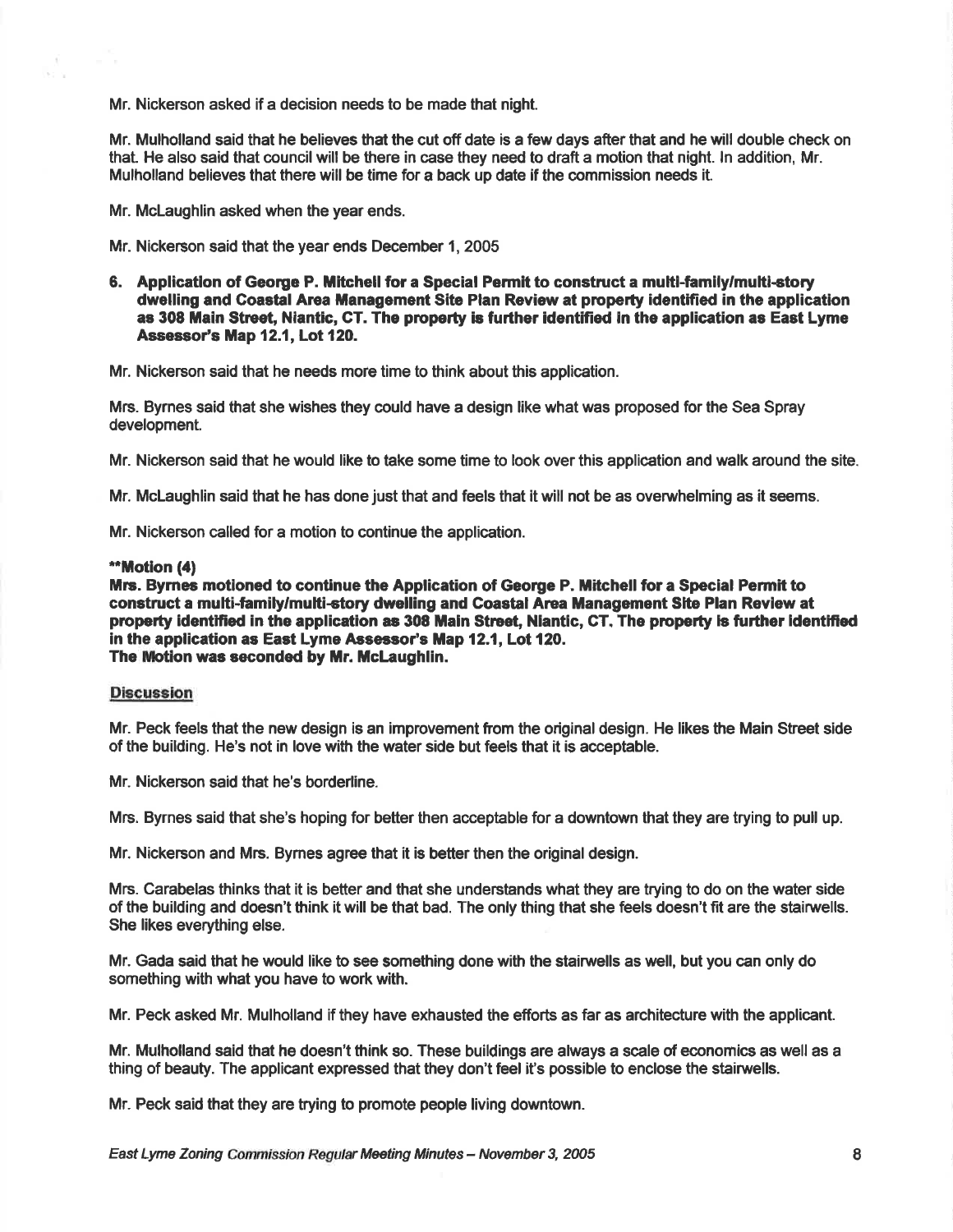Mr. Nickerson asked if a decision needs to be made that night.

Mr. Mulholland said that he believes that the cut off date is a few days after that and he will double check on that. He also said that council will be there in case they need to draft a motion that night. In addition, Mr. Mulholland believes that there will be time for a back up date if the commission needs it.

Mr. McLaughlin asked when the year ends.

Mr. Nickerson said that the year ends December 1, 2005

**6. Application of George P. Mitchell for a Special Permit to construct a multi-family/multi-story dwelling and Coastal Area Management Site Plan Review at property identified in the application as 308 Main Street, Niantic, CT. The property is further identified in the application as East Lyme Assessor's Map 12.1, Lot 120.**

Mr. Nickerson said that he needs more time to think about this application.

Mrs. Byrnes said that she wishes they could have a design like what was proposed for the Sea Spray development.

Mr. Nickerson said that he would like to take some time to look over this application and walk around the site.

Mr. McLaughlin said that he has done just that and feels that it will not be as overwhelming as it seems.

Mr. Nickerson called for a motion to continue the application.

****Motion (4)**
**Mrs. Byrnes motioned to continue the Application of George P. Mitchell for a Special Permit to construct a multi-family/multi-story dwelling and Coastal Area Management Site Plan Review at property identified in the application as 308 Main Street, Niantic, CT. The property is further identified in the application as East Lyme Assessor's Map 12.1, Lot 120.**
**The Motion was seconded by Mr. McLaughlin.**

Discussion

Mr. Peck feels that the new design is an improvement from the original design. He likes the Main Street side of the building. He's not in love with the water side but feels that it is acceptable.

Mr. Nickerson said that he's borderline.

Mrs. Byrnes said that she's hoping for better then acceptable for a downtown that they are trying to pull up.

Mr. Nickerson and Mrs. Byrnes agree that it is better then the original design.

Mrs. Carabelas thinks that it is better and that she understands what they are trying to do on the water side of the building and doesn't think it will be that bad. The only thing that she feels doesn't fit are the stairwells. She likes everything else.

Mr. Gada said that he would like to see something done with the stairwells as well, but you can only do something with what you have to work with.

Mr. Peck asked Mr. Mulholland if they have exhausted the efforts as far as architecture with the applicant.

Mr. Mulholland said that he doesn't think so. These buildings are always a scale of economics as well as a thing of beauty. The applicant expressed that they don't feel it's possible to enclose the stairwells.

Mr. Peck said that they are trying to promote people living downtown.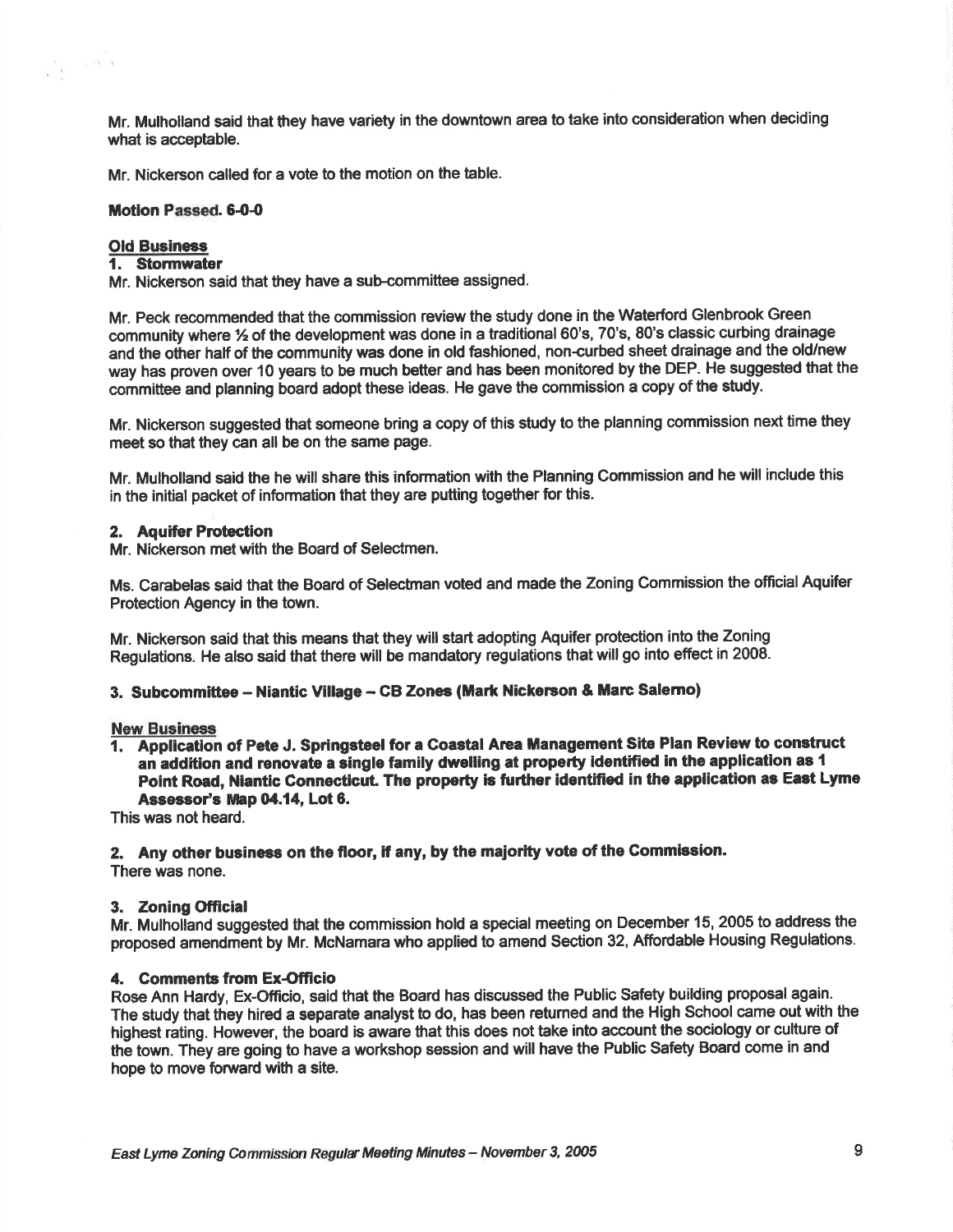Mr. Mulholland said that they have variety in the downtown area to take into consideration when deciding what is acceptable.

Mr. Nickerson called for a vote to the motion on the table.

**Motion Passed. 6-0-0**

**Old Business**

**1. Stormwater**

Mr. Nickerson said that they have a sub-committee assigned.

Mr. Peck recommended that the commission review the study done in the Waterford Glenbrook Green community where ½ of the development was done in a traditional 60's, 70's, 80's classic curbing drainage and the other half of the community was done in old fashioned, non-curbed sheet drainage and the old/new way has proven over 10 years to be much better and has been monitored by the DEP. He suggested that the committee and planning board adopt these ideas. He gave the commission a copy of the study.

Mr. Nickerson suggested that someone bring a copy of this study to the planning commission next time they meet so that they can all be on the same page.

Mr. Mulholland said the he will share this information with the Planning Commission and he will include this in the initial packet of information that they are putting together for this.

**2. Aquifer Protection**

Mr. Nickerson met with the Board of Selectmen.

Ms. Carabelas said that the Board of Selectman voted and made the Zoning Commission the official Aquifer Protection Agency in the town.

Mr. Nickerson said that this means that they will start adopting Aquifer protection into the Zoning Regulations. He also said that there will be mandatory regulations that will go into effect in 2008.

**3. Subcommittee – Niantic Village – CB Zones (Mark Nickerson & Marc Salerno)**

**New Business**

**1. Application of Pete J. Springsteel for a Coastal Area Management Site Plan Review to construct an addition and renovate a single family dwelling at property identified in the application as 1 Point Road, Niantic Connecticut. The property is further identified in the application as East Lyme Assessor's Map 04.14, Lot 6.**

This was not heard.

**2. Any other business on the floor, if any, by the majority vote of the Commission.**

There was none.

**3. Zoning Official**

Mr. Mulholland suggested that the commission hold a special meeting on December 15, 2005 to address the proposed amendment by Mr. McNamara who applied to amend Section 32, Affordable Housing Regulations.

**4. Comments from Ex-Officio**

Rose Ann Hardy, Ex-Officio, said that the Board has discussed the Public Safety building proposal again. The study that they hired a separate analyst to do, has been returned and the High School came out with the highest rating. However, the board is aware that this does not take into account the sociology or culture of the town. They are going to have a workshop session and will have the Public Safety Board come in and hope to move forward with a site.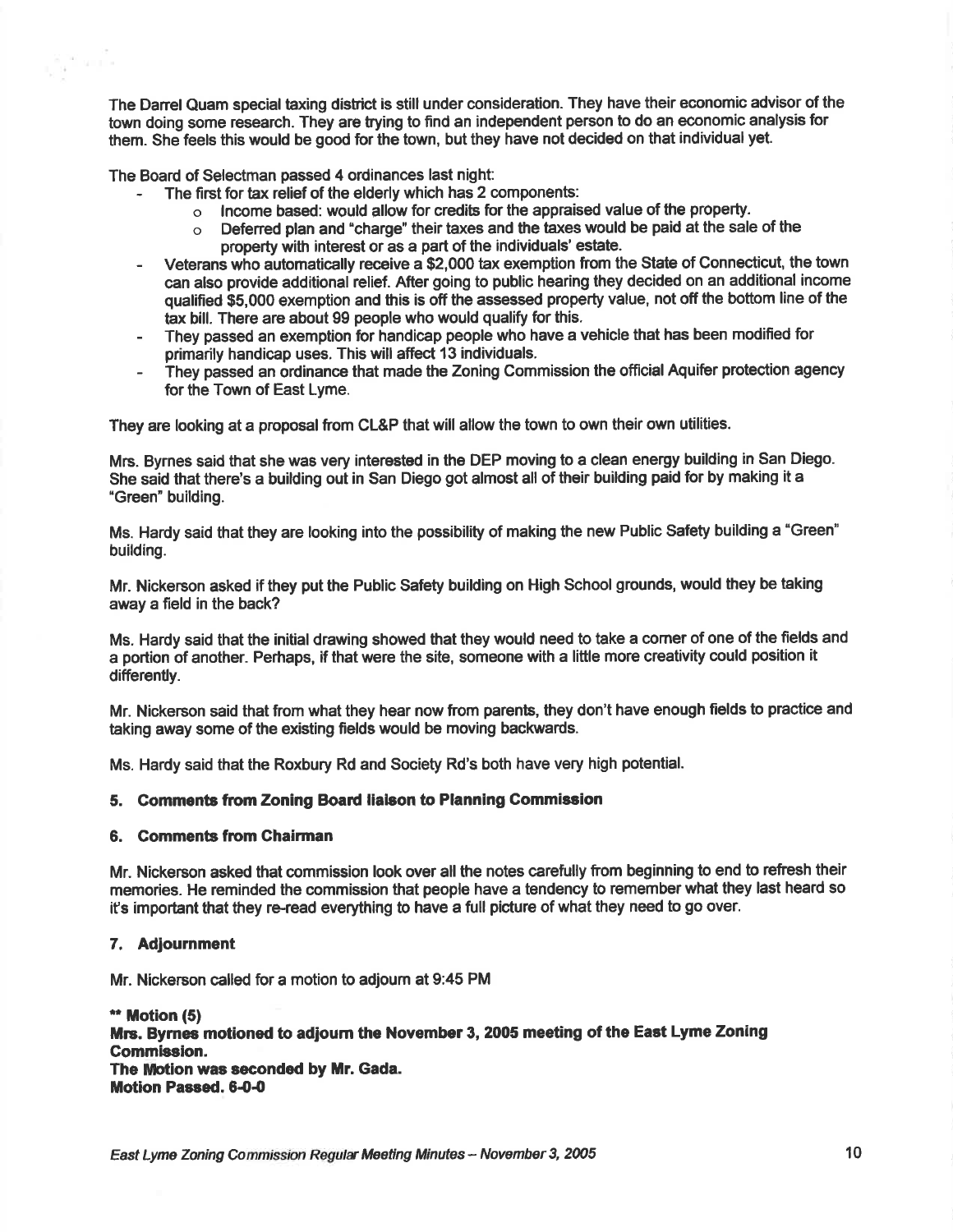The Darrel Quam special taxing district is still under consideration. They have their economic advisor of the town doing some research. They are trying to find an independent person to do an economic analysis for them. She feels this would be good for the town, but they have not decided on that individual yet.

The Board of Selectman passed 4 ordinances last night:

- The first for tax relief of the elderly which has 2 components:
  - Income based: would allow for credits for the appraised value of the property.
  - Deferred plan and "charge" their taxes and the taxes would be paid at the sale of the property with interest or as a part of the individuals' estate.
- Veterans who automatically receive a $2,000 tax exemption from the State of Connecticut, the town can also provide additional relief. After going to public hearing they decided on an additional income qualified $5,000 exemption and this is off the assessed property value, not off the bottom line of the tax bill. There are about 99 people who would qualify for this.
- They passed an exemption for handicap people who have a vehicle that has been modified for primarily handicap uses. This will affect 13 individuals.
- They passed an ordinance that made the Zoning Commission the official Aquifer protection agency for the Town of East Lyme.

They are looking at a proposal from CL&P that will allow the town to own their own utilities.

Mrs. Byrnes said that she was very interested in the DEP moving to a clean energy building in San Diego. She said that there's a building out in San Diego got almost all of their building paid for by making it a "Green" building.

Ms. Hardy said that they are looking into the possibility of making the new Public Safety building a "Green" building.

Mr. Nickerson asked if they put the Public Safety building on High School grounds, would they be taking away a field in the back?

Ms. Hardy said that the initial drawing showed that they would need to take a corner of one of the fields and a portion of another. Perhaps, if that were the site, someone with a little more creativity could position it differently.

Mr. Nickerson said that from what they hear now from parents, they don't have enough fields to practice and taking away some of the existing fields would be moving backwards.

Ms. Hardy said that the Roxbury Rd and Society Rd's both have very high potential.

### 5. Comments from Zoning Board liaison to Planning Commission

### 6. Comments from Chairman

Mr. Nickerson asked that commission look over all the notes carefully from beginning to end to refresh their memories. He reminded the commission that people have a tendency to remember what they last heard so it's important that they re-read everything to have a full picture of what they need to go over.

### 7. Adjournment

Mr. Nickerson called for a motion to adjourn at 9:45 PM

**** Motion (5)**
**Mrs. Byrnes motioned to adjourn the November 3, 2005 meeting of the East Lyme Zoning Commission.**
**The Motion was seconded by Mr. Gada.**
**Motion Passed. 6-0-0**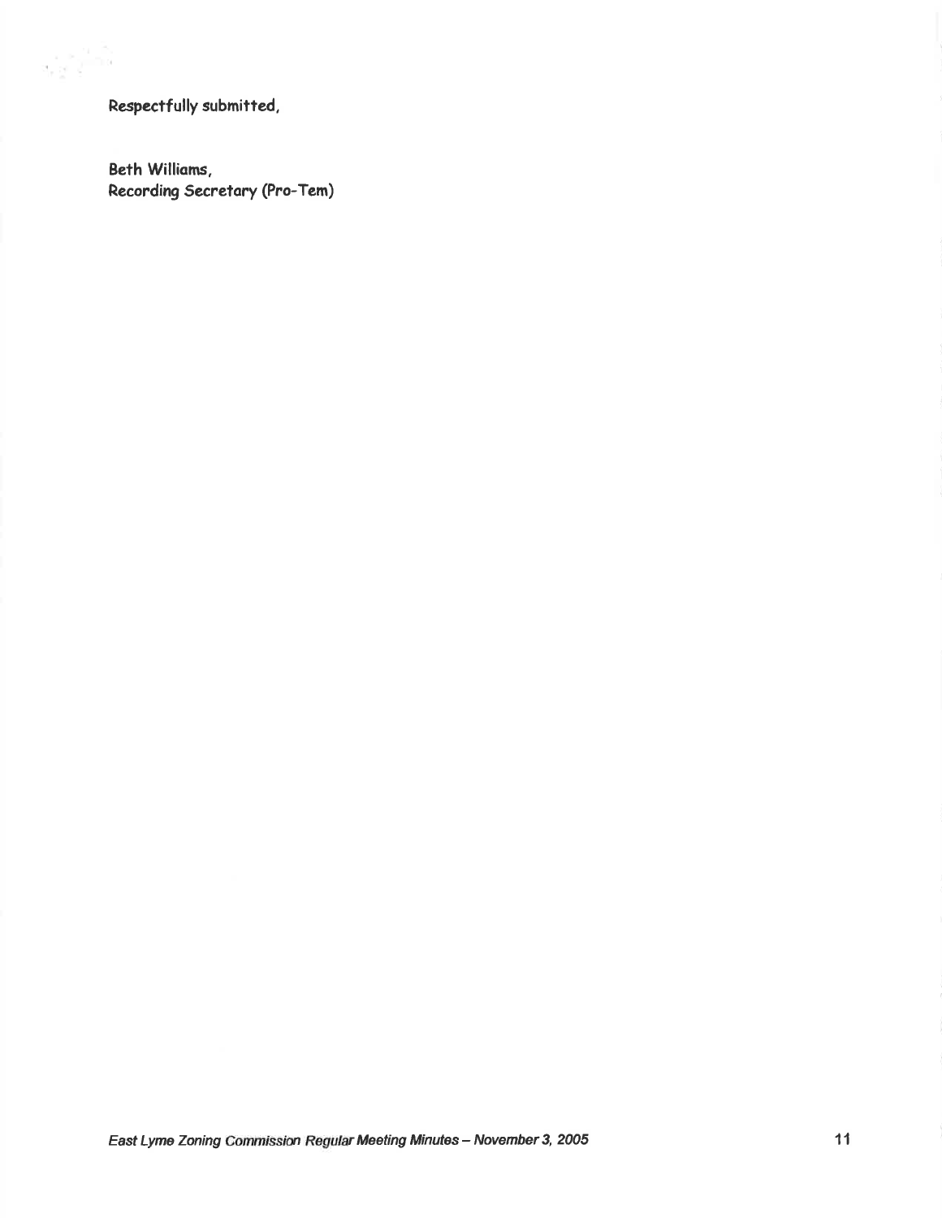Respectfully submitted,

Beth Williams,
Recording Secretary (Pro-Tem)